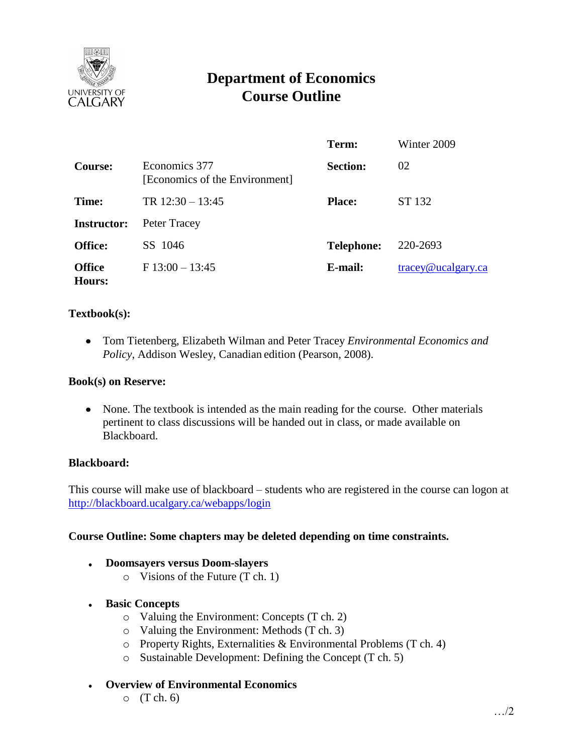# Department of Economics
## Course Outline

| | | | |
|---|---|---|---|
| | | **Term:** | Winter 2009 |
| **Course:** | Economics 377 [Economics of the Environment] | **Section:** | 02 |
| **Time:** | TR 12:30 – 13:45 | **Place:** | ST 132 |
| **Instructor:** | Peter Tracey | | |
| **Office:** | SS 1046 | **Telephone:** | 220-2693 |
| **Office Hours:** | F 13:00 – 13:45 | **E-mail:** | tracey@ucalgary.ca |

**Textbook(s):**

- Tom Tietenberg, Elizabeth Wilman and Peter Tracey *Environmental Economics and Policy*, Addison Wesley, Canadian edition (Pearson, 2008).

**Book(s) on Reserve:**

- None. The textbook is intended as the main reading for the course. Other materials pertinent to class discussions will be handed out in class, or made available on Blackboard.

**Blackboard:**

This course will make use of blackboard – students who are registered in the course can logon at http://blackboard.ucalgary.ca/webapps/login

**Course Outline: Some chapters may be deleted depending on time constraints.**

- **Doomsayers versus Doom-slayers**
  - Visions of the Future (T ch. 1)
- **Basic Concepts**
  - Valuing the Environment: Concepts (T ch. 2)
  - Valuing the Environment: Methods (T ch. 3)
  - Property Rights, Externalities & Environmental Problems (T ch. 4)
  - Sustainable Development: Defining the Concept (T ch. 5)
- **Overview of Environmental Economics**
  - (T ch. 6)

…/2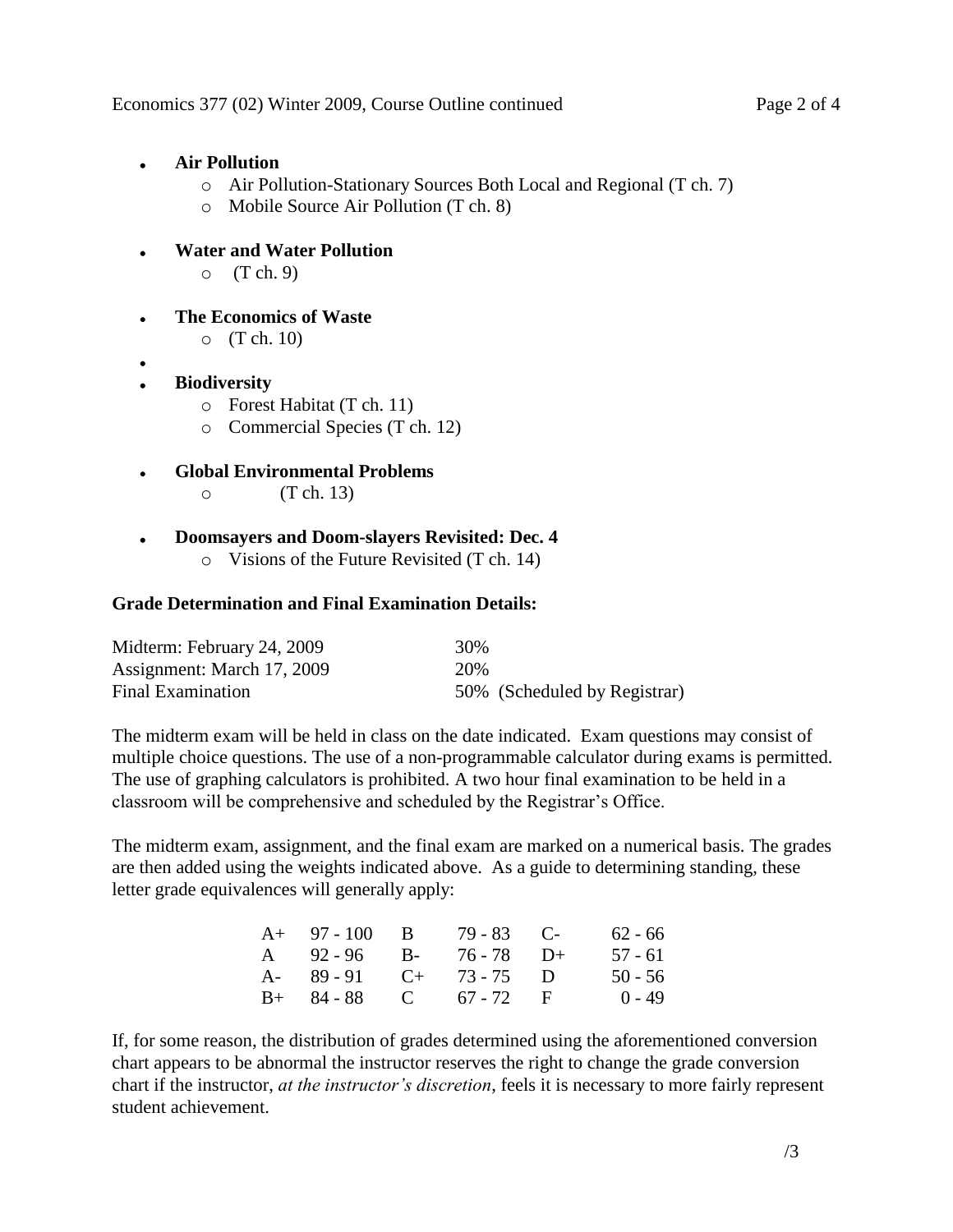- **Air Pollution**
  - Air Pollution-Stationary Sources Both Local and Regional (T ch. 7)
  - Mobile Source Air Pollution (T ch. 8)

- **Water and Water Pollution**
  - (T ch. 9)

- **The Economics of Waste**
  - (T ch. 10)

- **Biodiversity**
  - Forest Habitat (T ch. 11)
  - Commercial Species (T ch. 12)

- **Global Environmental Problems**
  - (T ch. 13)

- **Doomsayers and Doom-slayers Revisited: Dec. 4**
  - Visions of the Future Revisited (T ch. 14)

**Grade Determination and Final Examination Details:**

| | |
|---|---|
| Midterm: February 24, 2009 | 30% |
| Assignment: March 17, 2009 | 20% |
| Final Examination | 50% (Scheduled by Registrar) |

The midterm exam will be held in class on the date indicated. Exam questions may consist of multiple choice questions. The use of a non-programmable calculator during exams is permitted. The use of graphing calculators is prohibited. A two hour final examination to be held in a classroom will be comprehensive and scheduled by the Registrar's Office.

The midterm exam, assignment, and the final exam are marked on a numerical basis. The grades are then added using the weights indicated above. As a guide to determining standing, these letter grade equivalences will generally apply:

| | | | | | |
|---|---|---|---|---|---|
| A+ | 97 - 100 | B | 79 - 83 | C- | 62 - 66 |
| A | 92 - 96 | B- | 76 - 78 | D+ | 57 - 61 |
| A- | 89 - 91 | C+ | 73 - 75 | D | 50 - 56 |
| B+ | 84 - 88 | C | 67 - 72 | F | 0 - 49 |

If, for some reason, the distribution of grades determined using the aforementioned conversion chart appears to be abnormal the instructor reserves the right to change the grade conversion chart if the instructor, *at the instructor's discretion*, feels it is necessary to more fairly represent student achievement.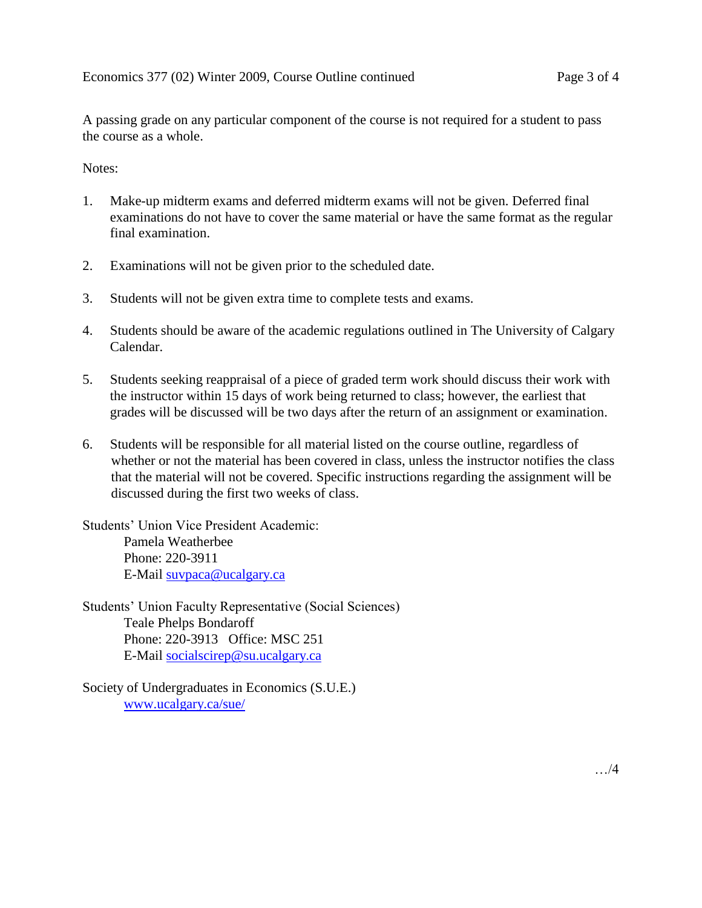A passing grade on any particular component of the course is not required for a student to pass the course as a whole.

Notes:

1. Make-up midterm exams and deferred midterm exams will not be given. Deferred final examinations do not have to cover the same material or have the same format as the regular final examination.

2. Examinations will not be given prior to the scheduled date.

3. Students will not be given extra time to complete tests and exams.

4. Students should be aware of the academic regulations outlined in The University of Calgary Calendar.

5. Students seeking reappraisal of a piece of graded term work should discuss their work with the instructor within 15 days of work being returned to class; however, the earliest that grades will be discussed will be two days after the return of an assignment or examination.

6. Students will be responsible for all material listed on the course outline, regardless of whether or not the material has been covered in class, unless the instructor notifies the class that the material will not be covered. Specific instructions regarding the assignment will be discussed during the first two weeks of class.

Students' Union Vice President Academic:
Pamela Weatherbee
Phone: 220-3911
E-Mail suvpaca@ucalgary.ca

Students' Union Faculty Representative (Social Sciences)
Teale Phelps Bondaroff
Phone: 220-3913 Office: MSC 251
E-Mail socialscirep@su.ucalgary.ca

Society of Undergraduates in Economics (S.U.E.)
www.ucalgary.ca/sue/

…/4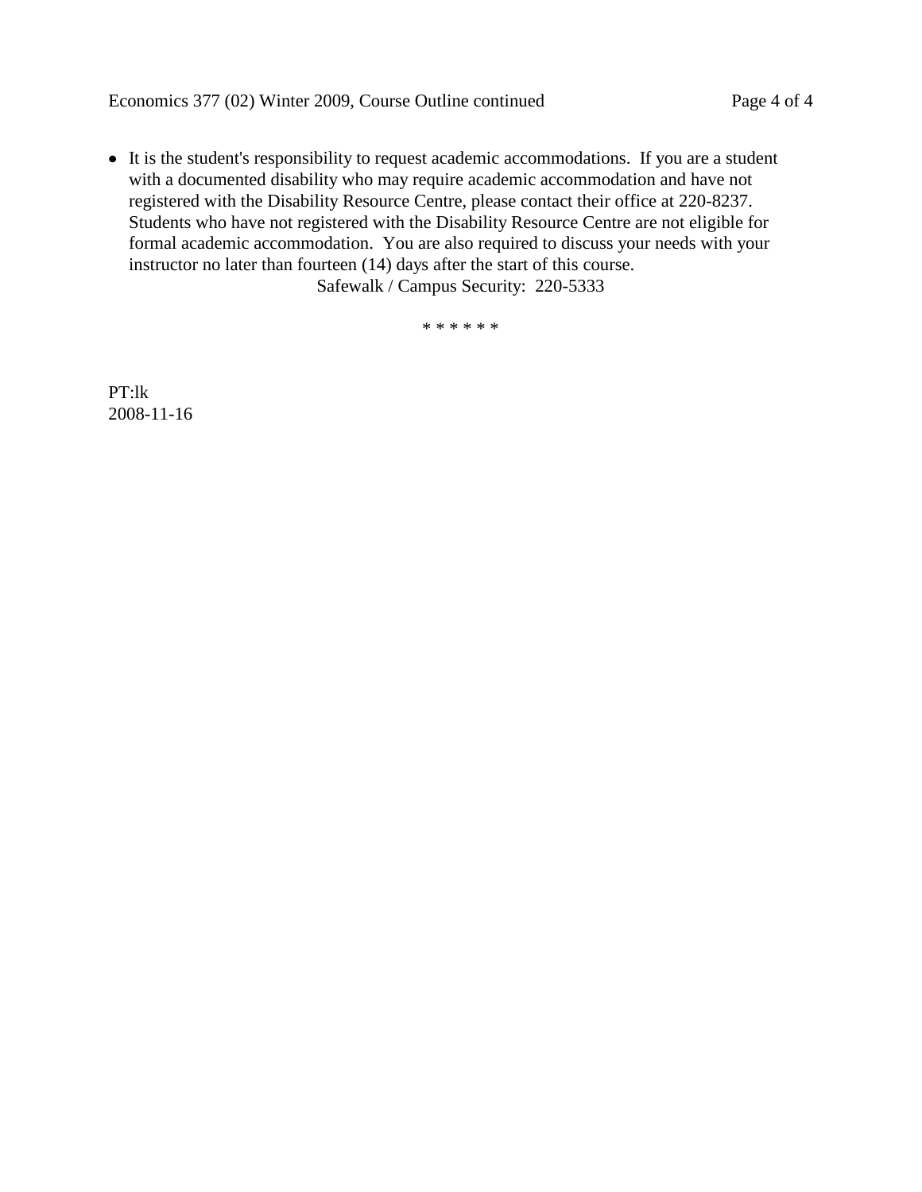- It is the student's responsibility to request academic accommodations. If you are a student with a documented disability who may require academic accommodation and have not registered with the Disability Resource Centre, please contact their office at 220-8237. Students who have not registered with the Disability Resource Centre are not eligible for formal academic accommodation. You are also required to discuss your needs with your instructor no later than fourteen (14) days after the start of this course.

Safewalk / Campus Security: 220-5333

* * * * * *

PT:lk
2008-11-16